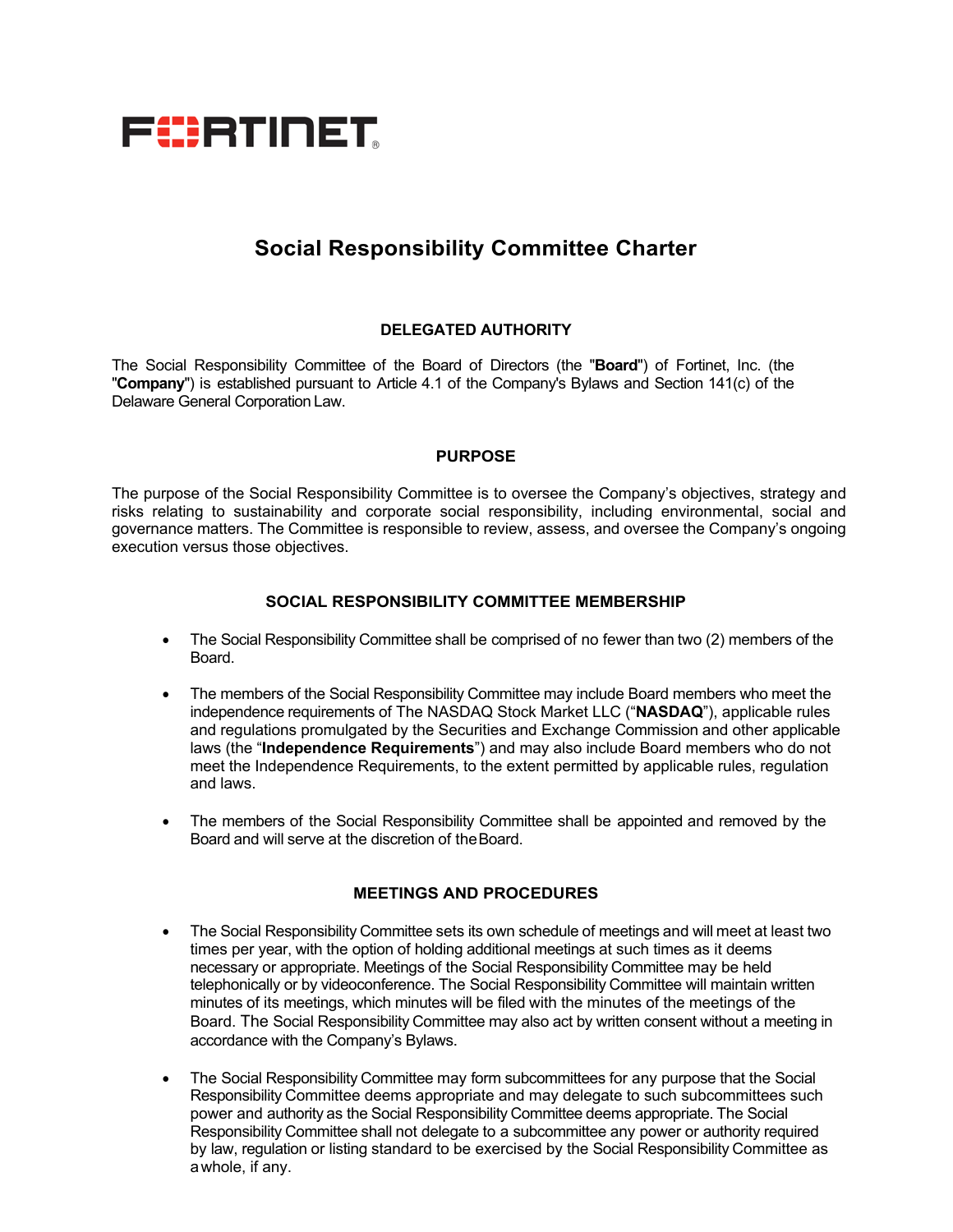FORTINET

# Social Responsibility Committee Charter

## DELEGATED AUTHORITY

The Social Responsibility Committee of the Board of Directors (the "**Board**") of Fortinet, Inc. (the "**Company**") is established pursuant to Article 4.1 of the Company's Bylaws and Section 141(c) of the Delaware General Corporation Law.

## PURPOSE

The purpose of the Social Responsibility Committee is to oversee the Company's objectives, strategy and risks relating to sustainability and corporate social responsibility, including environmental, social and governance matters. The Committee is responsible to review, assess, and oversee the Company's ongoing execution versus those objectives.

## SOCIAL RESPONSIBILITY COMMITTEE MEMBERSHIP

- The Social Responsibility Committee shall be comprised of no fewer than two (2) members of the Board.
- The members of the Social Responsibility Committee may include Board members who meet the independence requirements of The NASDAQ Stock Market LLC ("**NASDAQ**"), applicable rules and regulations promulgated by the Securities and Exchange Commission and other applicable laws (the "**Independence Requirements**") and may also include Board members who do not meet the Independence Requirements, to the extent permitted by applicable rules, regulation and laws.
- The members of the Social Responsibility Committee shall be appointed and removed by the Board and will serve at the discretion of the Board.

## MEETINGS AND PROCEDURES

- The Social Responsibility Committee sets its own schedule of meetings and will meet at least two times per year, with the option of holding additional meetings at such times as it deems necessary or appropriate. Meetings of the Social Responsibility Committee may be held telephonically or by videoconference. The Social Responsibility Committee will maintain written minutes of its meetings, which minutes will be filed with the minutes of the meetings of the Board. The Social Responsibility Committee may also act by written consent without a meeting in accordance with the Company's Bylaws.
- The Social Responsibility Committee may form subcommittees for any purpose that the Social Responsibility Committee deems appropriate and may delegate to such subcommittees such power and authority as the Social Responsibility Committee deems appropriate. The Social Responsibility Committee shall not delegate to a subcommittee any power or authority required by law, regulation or listing standard to be exercised by the Social Responsibility Committee as a whole, if any.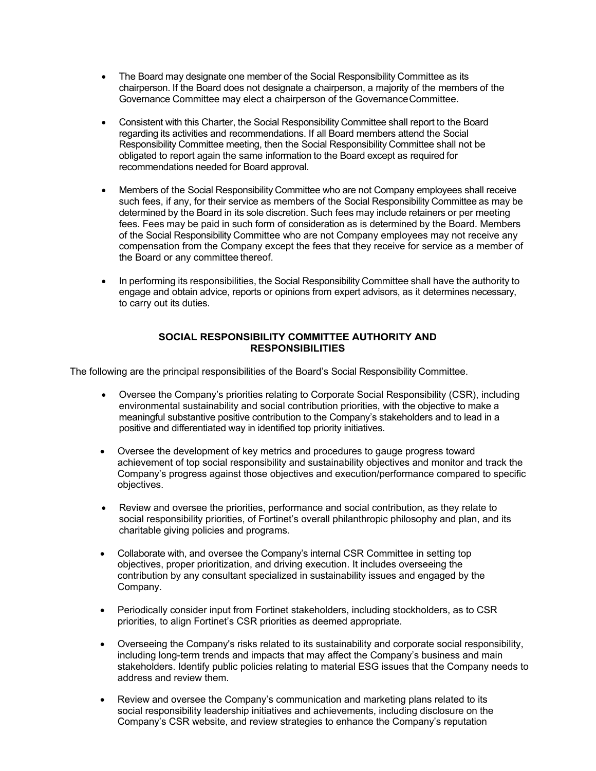- The Board may designate one member of the Social Responsibility Committee as its chairperson. If the Board does not designate a chairperson, a majority of the members of the Governance Committee may elect a chairperson of the Governance Committee.

- Consistent with this Charter, the Social Responsibility Committee shall report to the Board regarding its activities and recommendations. If all Board members attend the Social Responsibility Committee meeting, then the Social Responsibility Committee shall not be obligated to report again the same information to the Board except as required for recommendations needed for Board approval.

- Members of the Social Responsibility Committee who are not Company employees shall receive such fees, if any, for their service as members of the Social Responsibility Committee as may be determined by the Board in its sole discretion. Such fees may include retainers or per meeting fees. Fees may be paid in such form of consideration as is determined by the Board. Members of the Social Responsibility Committee who are not Company employees may not receive any compensation from the Company except the fees that they receive for service as a member of the Board or any committee thereof.

- In performing its responsibilities, the Social Responsibility Committee shall have the authority to engage and obtain advice, reports or opinions from expert advisors, as it determines necessary, to carry out its duties.

## SOCIAL RESPONSIBILITY COMMITTEE AUTHORITY AND RESPONSIBILITIES

The following are the principal responsibilities of the Board's Social Responsibility Committee.

- Oversee the Company's priorities relating to Corporate Social Responsibility (CSR), including environmental sustainability and social contribution priorities, with the objective to make a meaningful substantive positive contribution to the Company's stakeholders and to lead in a positive and differentiated way in identified top priority initiatives.

- Oversee the development of key metrics and procedures to gauge progress toward achievement of top social responsibility and sustainability objectives and monitor and track the Company's progress against those objectives and execution/performance compared to specific objectives.

- Review and oversee the priorities, performance and social contribution, as they relate to social responsibility priorities, of Fortinet's overall philanthropic philosophy and plan, and its charitable giving policies and programs.

- Collaborate with, and oversee the Company's internal CSR Committee in setting top objectives, proper prioritization, and driving execution. It includes overseeing the contribution by any consultant specialized in sustainability issues and engaged by the Company.

- Periodically consider input from Fortinet stakeholders, including stockholders, as to CSR priorities, to align Fortinet's CSR priorities as deemed appropriate.

- Overseeing the Company's risks related to its sustainability and corporate social responsibility, including long-term trends and impacts that may affect the Company's business and main stakeholders. Identify public policies relating to material ESG issues that the Company needs to address and review them.

- Review and oversee the Company's communication and marketing plans related to its social responsibility leadership initiatives and achievements, including disclosure on the Company's CSR website, and review strategies to enhance the Company's reputation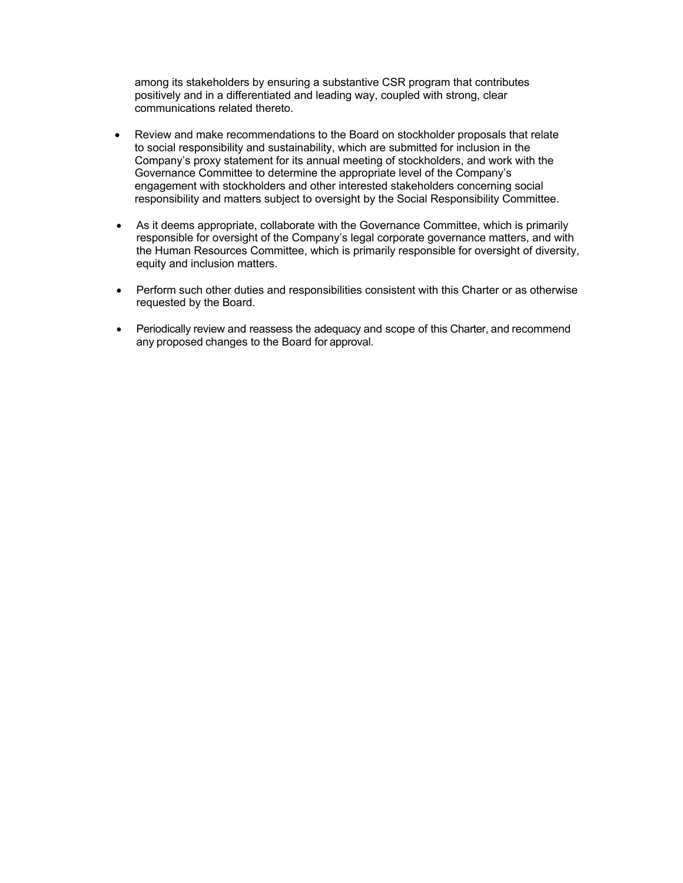among its stakeholders by ensuring a substantive CSR program that contributes positively and in a differentiated and leading way, coupled with strong, clear communications related thereto.

- Review and make recommendations to the Board on stockholder proposals that relate to social responsibility and sustainability, which are submitted for inclusion in the Company's proxy statement for its annual meeting of stockholders, and work with the Governance Committee to determine the appropriate level of the Company's engagement with stockholders and other interested stakeholders concerning social responsibility and matters subject to oversight by the Social Responsibility Committee.

- As it deems appropriate, collaborate with the Governance Committee, which is primarily responsible for oversight of the Company's legal corporate governance matters, and with the Human Resources Committee, which is primarily responsible for oversight of diversity, equity and inclusion matters.

- Perform such other duties and responsibilities consistent with this Charter or as otherwise requested by the Board.

- Periodically review and reassess the adequacy and scope of this Charter, and recommend any proposed changes to the Board for approval.